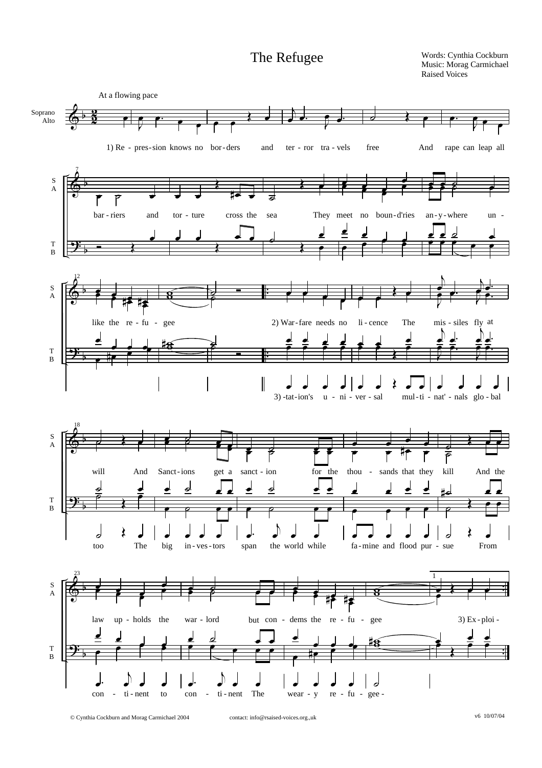# The Refugee

Words: Cynthia Cockburn
Music: Morag Carmichael
Raised Voices

At a flowing pace

Soprano / Alto

1) Re - pres-sion knows no bor-ders and ter - ror tra - vels free And rape can leap all bar - riers and tor - ture cross the sea They meet no boun-d'ries an - y - where un - like the re - fu - gee

2) War-fare needs no li - cence The mis - siles fly at will And Sanct-ions get a sanct - ion for the thou - sands that they kill And the law up - holds the war - lord but con - dems the re - fu - gee

3) Ex - ploi - tat-ion's u - ni - ver - sal mul - ti - nat' - nals glo - bal too The big in - ves - tors span the world while fa - mine and flood pur - sue From con - ti - nent to con - ti - nent The wear - y re - fu - gee -

© Cynthia Cockburn and Morag Carmichael 2004 contact: info@rsaised-voices.org.,uk v6 10/07/04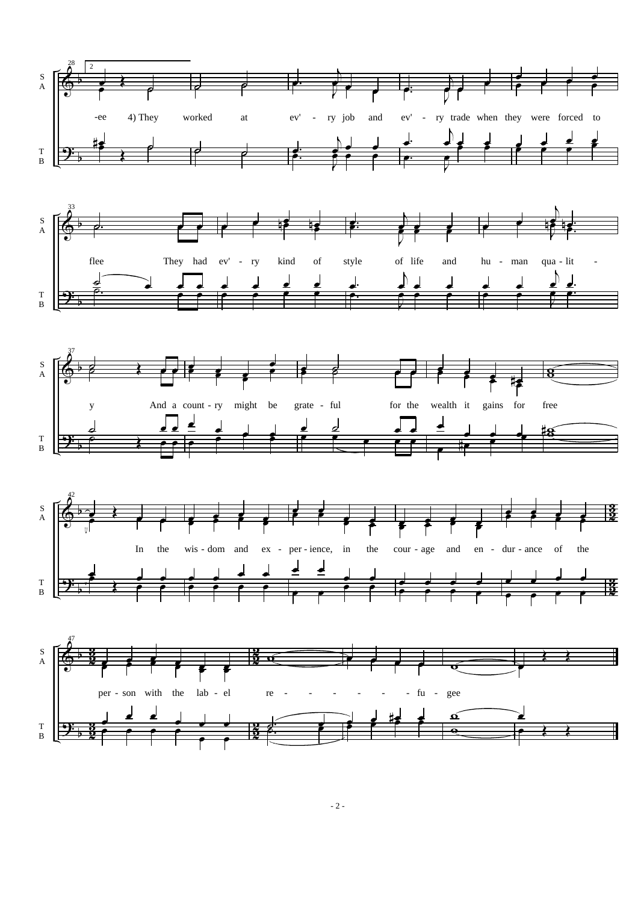-ee 4) They worked at ev' - ry job and ev' - ry trade when they were forced to

flee They had ev' - ry kind of style of life and hu - man qua - lit - y

And a count - ry might be grate - ful for the wealth it gains for free

In the wis - dom and ex - per - ience, in the cour - age and en - dur - ance of the

per - son with the lab - el re - - - - - - fu - gee